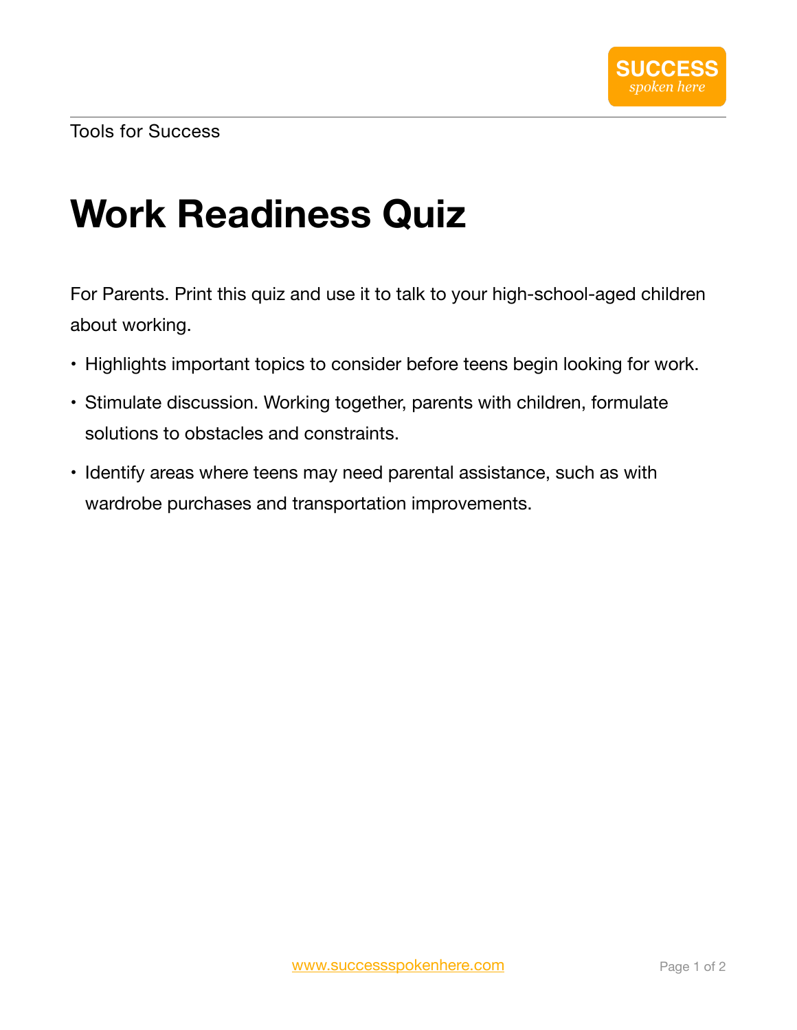Tools for Success

# Work Readiness Quiz

For Parents. Print this quiz and use it to talk to your high-school-aged children about working.

- Highlights important topics to consider before teens begin looking for work.
- Stimulate discussion. Working together, parents with children, formulate solutions to obstacles and constraints.
- Identify areas where teens may need parental assistance, such as with wardrobe purchases and transportation improvements.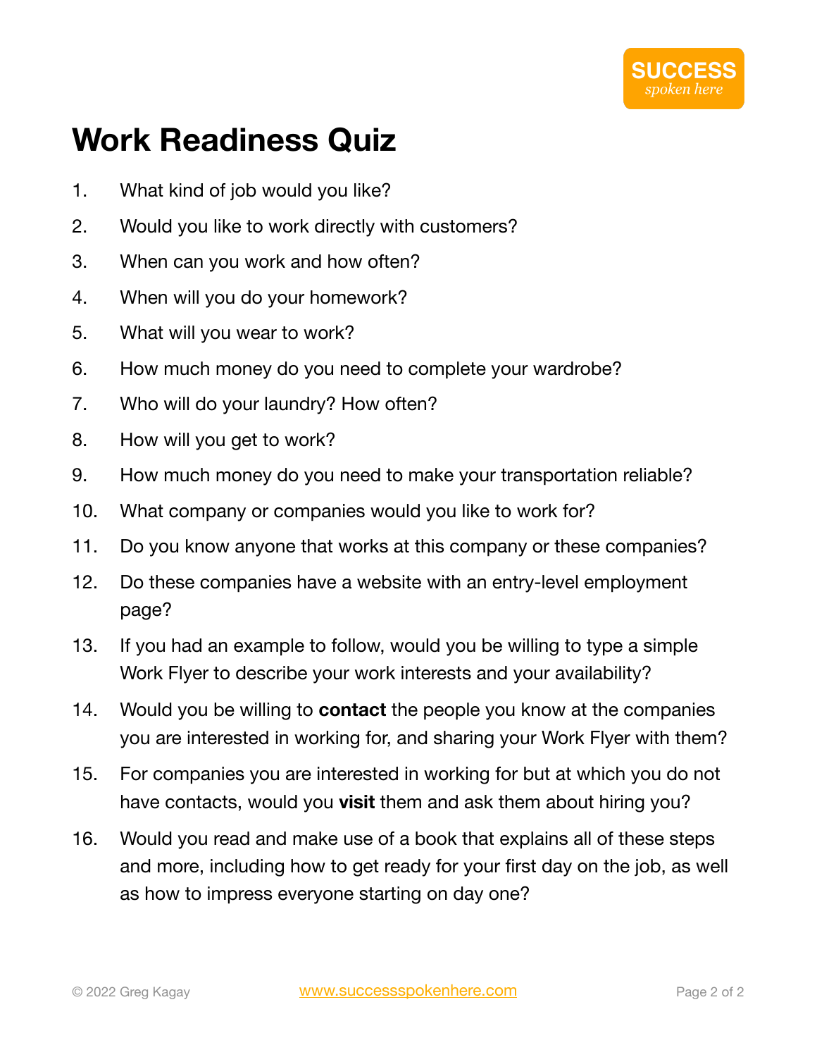# Work Readiness Quiz

1. What kind of job would you like?
2. Would you like to work directly with customers?
3. When can you work and how often?
4. When will you do your homework?
5. What will you wear to work?
6. How much money do you need to complete your wardrobe?
7. Who will do your laundry? How often?
8. How will you get to work?
9. How much money do you need to make your transportation reliable?
10. What company or companies would you like to work for?
11. Do you know anyone that works at this company or these companies?
12. Do these companies have a website with an entry-level employment page?
13. If you had an example to follow, would you be willing to type a simple Work Flyer to describe your work interests and your availability?
14. Would you be willing to **contact** the people you know at the companies you are interested in working for, and sharing your Work Flyer with them?
15. For companies you are interested in working for but at which you do not have contacts, would you **visit** them and ask them about hiring you?
16. Would you read and make use of a book that explains all of these steps and more, including how to get ready for your first day on the job, as well as how to impress everyone starting on day one?

© 2022 Greg Kagay

www.successspokenhere.com